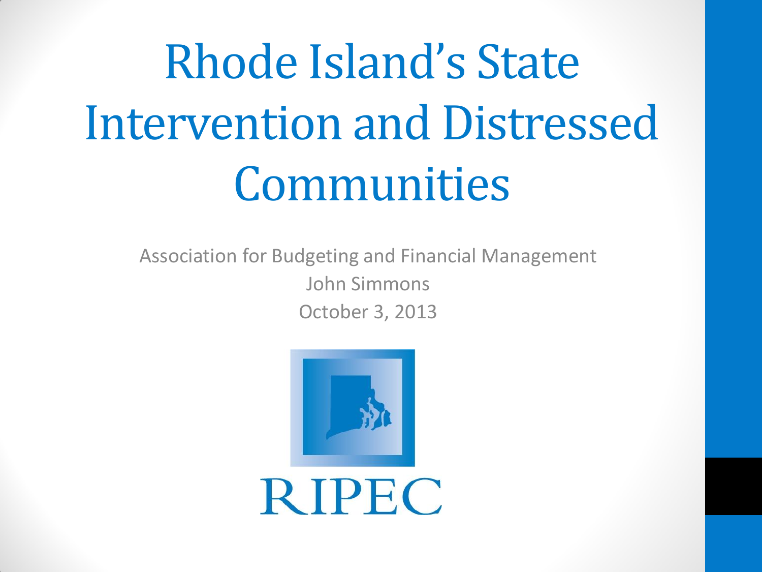# Rhode Island's State Intervention and Distressed Communities

Association for Budgeting and Financial Management

John Simmons

October 3, 2013

RIPEC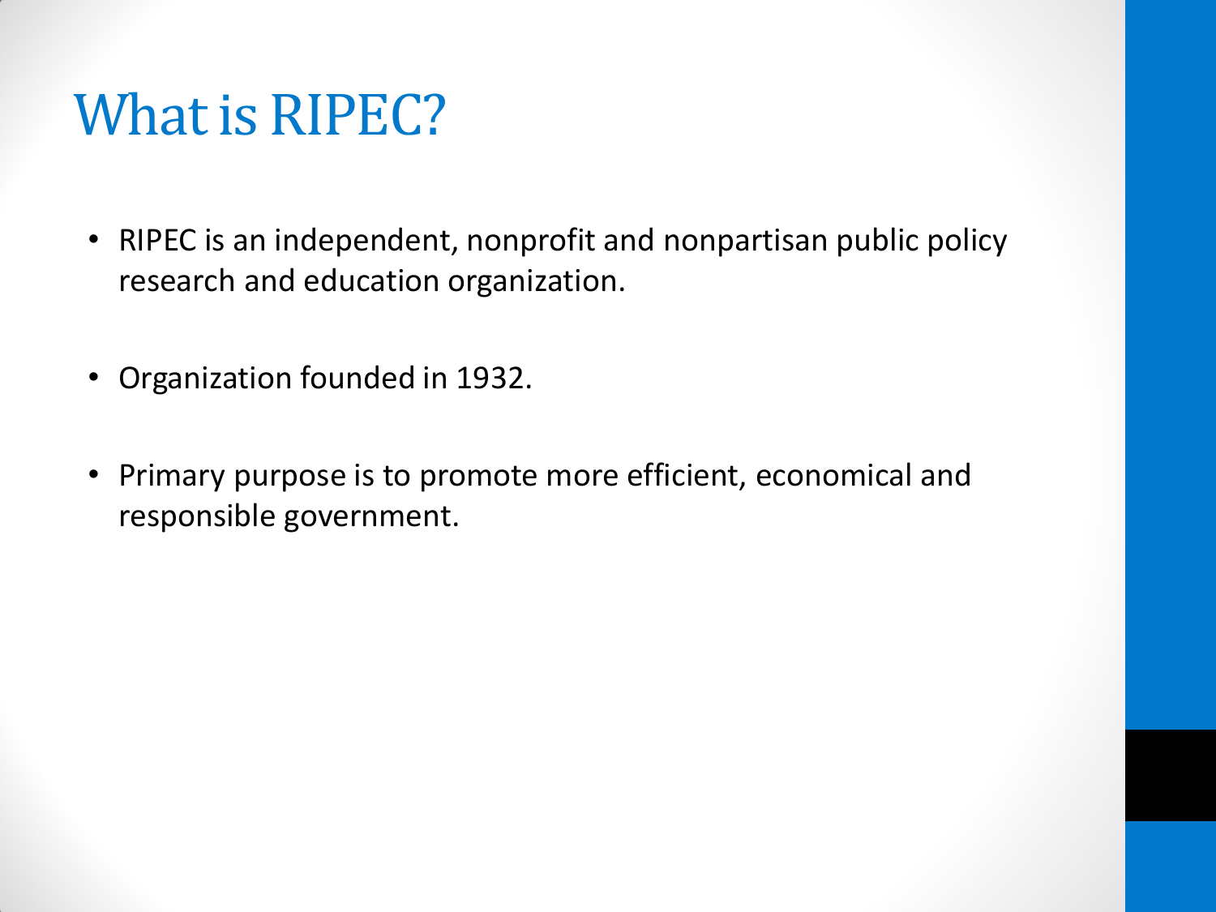# What is RIPEC?

- RIPEC is an independent, nonprofit and nonpartisan public policy research and education organization.
- Organization founded in 1932.
- Primary purpose is to promote more efficient, economical and responsible government.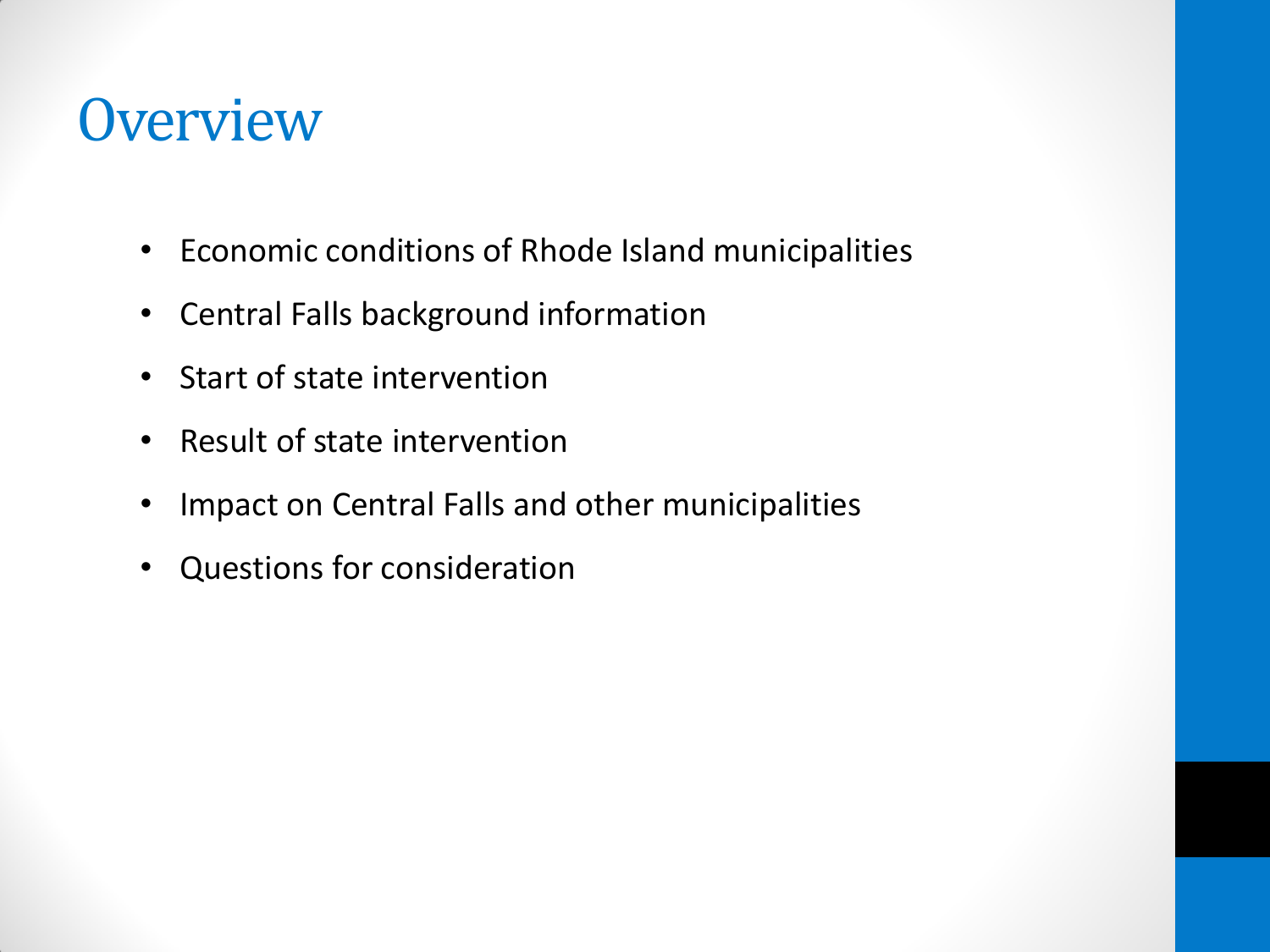# Overview

- Economic conditions of Rhode Island municipalities
- Central Falls background information
- Start of state intervention
- Result of state intervention
- Impact on Central Falls and other municipalities
- Questions for consideration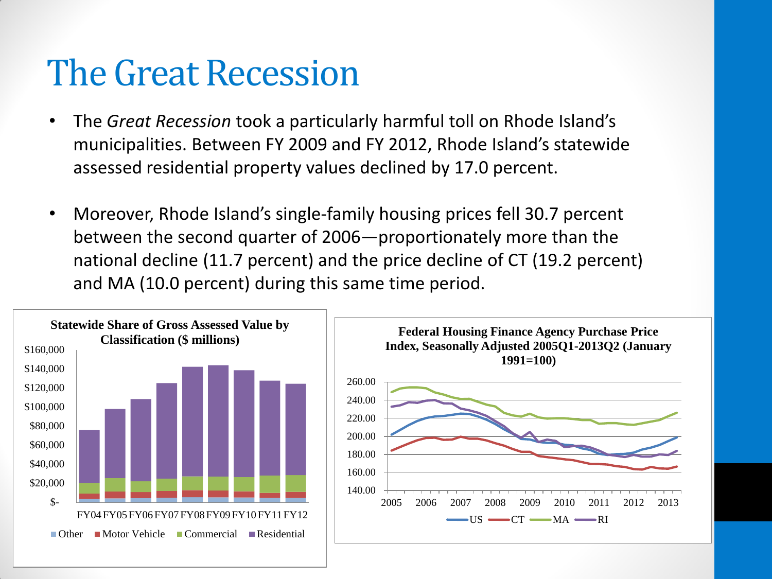# The Great Recession

- The *Great Recession* took a particularly harmful toll on Rhode Island's municipalities. Between FY 2009 and FY 2012, Rhode Island's statewide assessed residential property values declined by 17.0 percent.
- Moreover, Rhode Island's single-family housing prices fell 30.7 percent between the second quarter of 2006—proportionately more than the national decline (11.7 percent) and the price decline of CT (19.2 percent) and MA (10.0 percent) during this same time period.

**Statewide Share of Gross Assessed Value by Classification ($ millions)**

**Federal Housing Finance Agency Purchase Price Index, Seasonally Adjusted 2005Q1-2013Q2 (January 1991=100)**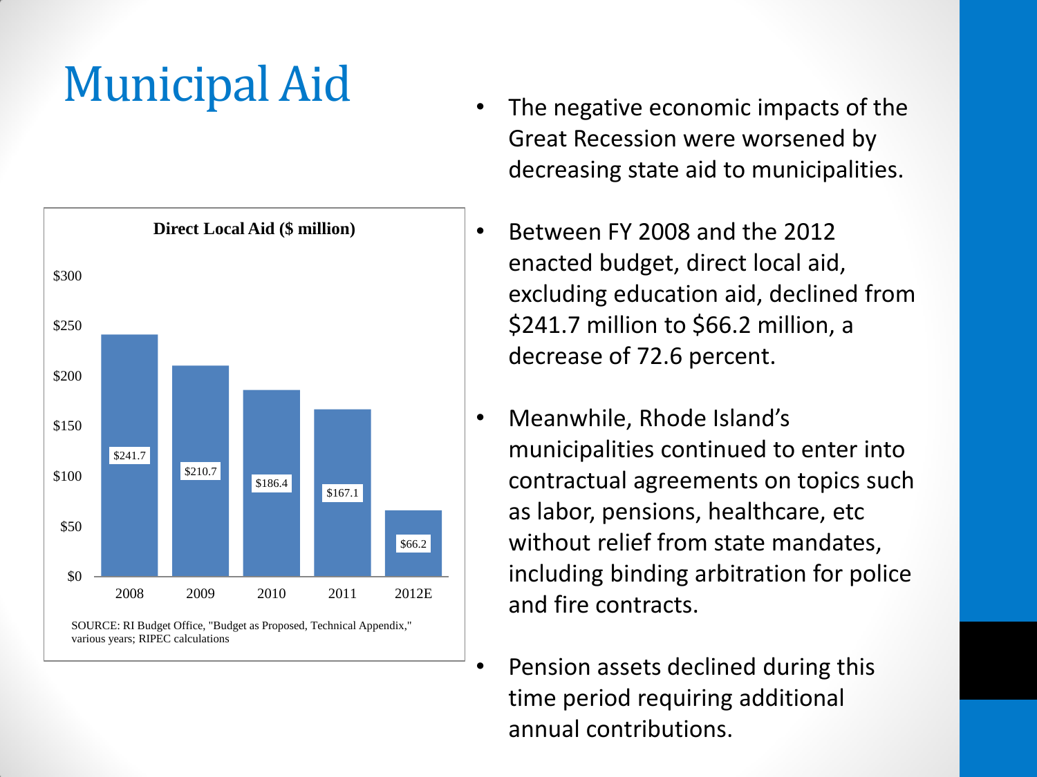# Municipal Aid

**Direct Local Aid ($ million)**

| Year | Direct Local Aid ($ million) |
| --- | --- |
| 2008 | $241.7 |
| 2009 | $210.7 |
| 2010 | $186.4 |
| 2011 | $167.1 |
| 2012E | $66.2 |

SOURCE: RI Budget Office, "Budget as Proposed, Technical Appendix," various years; RIPEC calculations

- The negative economic impacts of the Great Recession were worsened by decreasing state aid to municipalities.
- Between FY 2008 and the 2012 enacted budget, direct local aid, excluding education aid, declined from $241.7 million to $66.2 million, a decrease of 72.6 percent.
- Meanwhile, Rhode Island's municipalities continued to enter into contractual agreements on topics such as labor, pensions, healthcare, etc without relief from state mandates, including binding arbitration for police and fire contracts.
- Pension assets declined during this time period requiring additional annual contributions.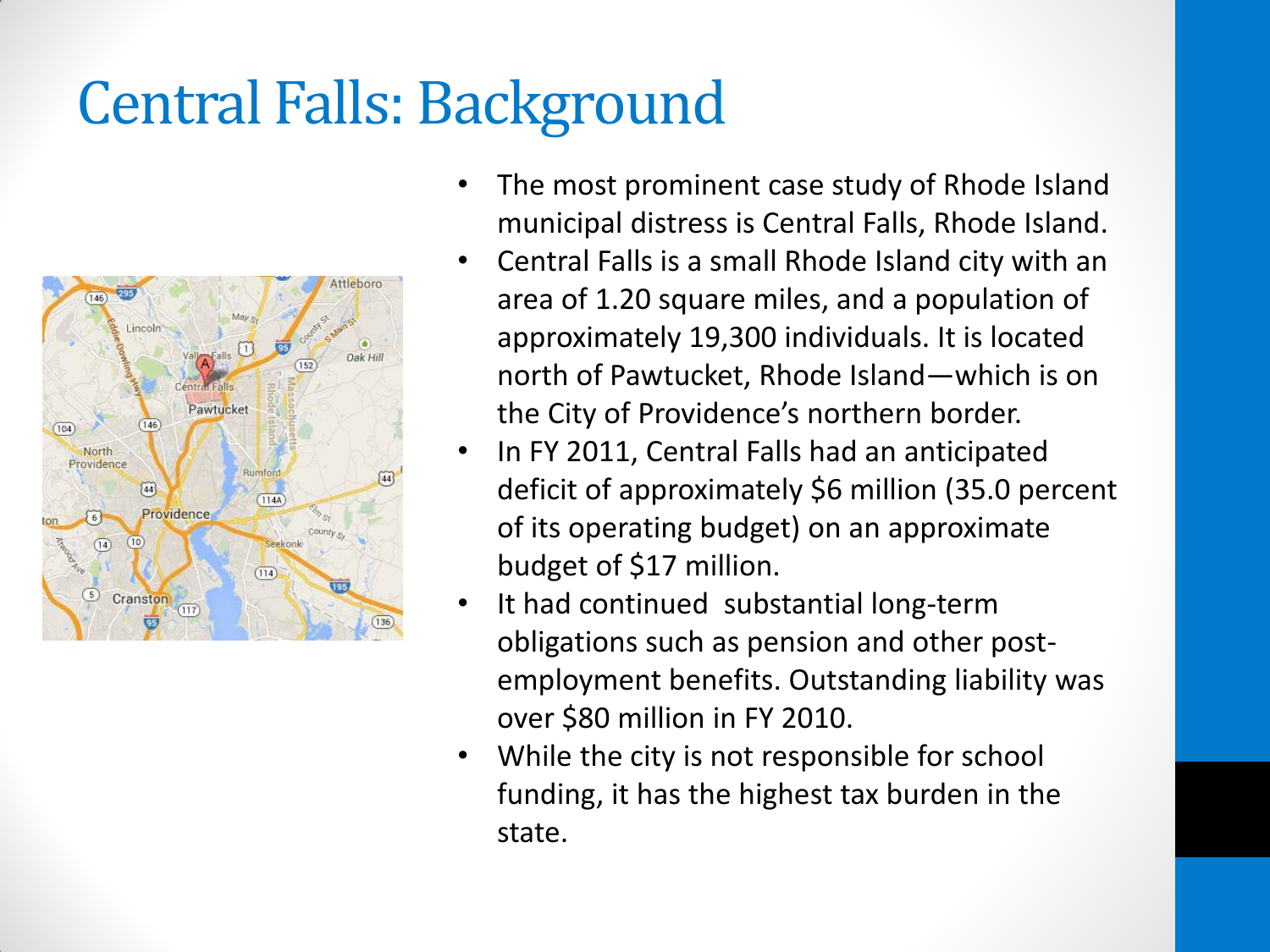# Central Falls: Background

- The most prominent case study of Rhode Island municipal distress is Central Falls, Rhode Island.
- Central Falls is a small Rhode Island city with an area of 1.20 square miles, and a population of approximately 19,300 individuals. It is located north of Pawtucket, Rhode Island—which is on the City of Providence's northern border.
- In FY 2011, Central Falls had an anticipated deficit of approximately $6 million (35.0 percent of its operating budget) on an approximate budget of $17 million.
- It had continued substantial long-term obligations such as pension and other post-employment benefits. Outstanding liability was over $80 million in FY 2010.
- While the city is not responsible for school funding, it has the highest tax burden in the state.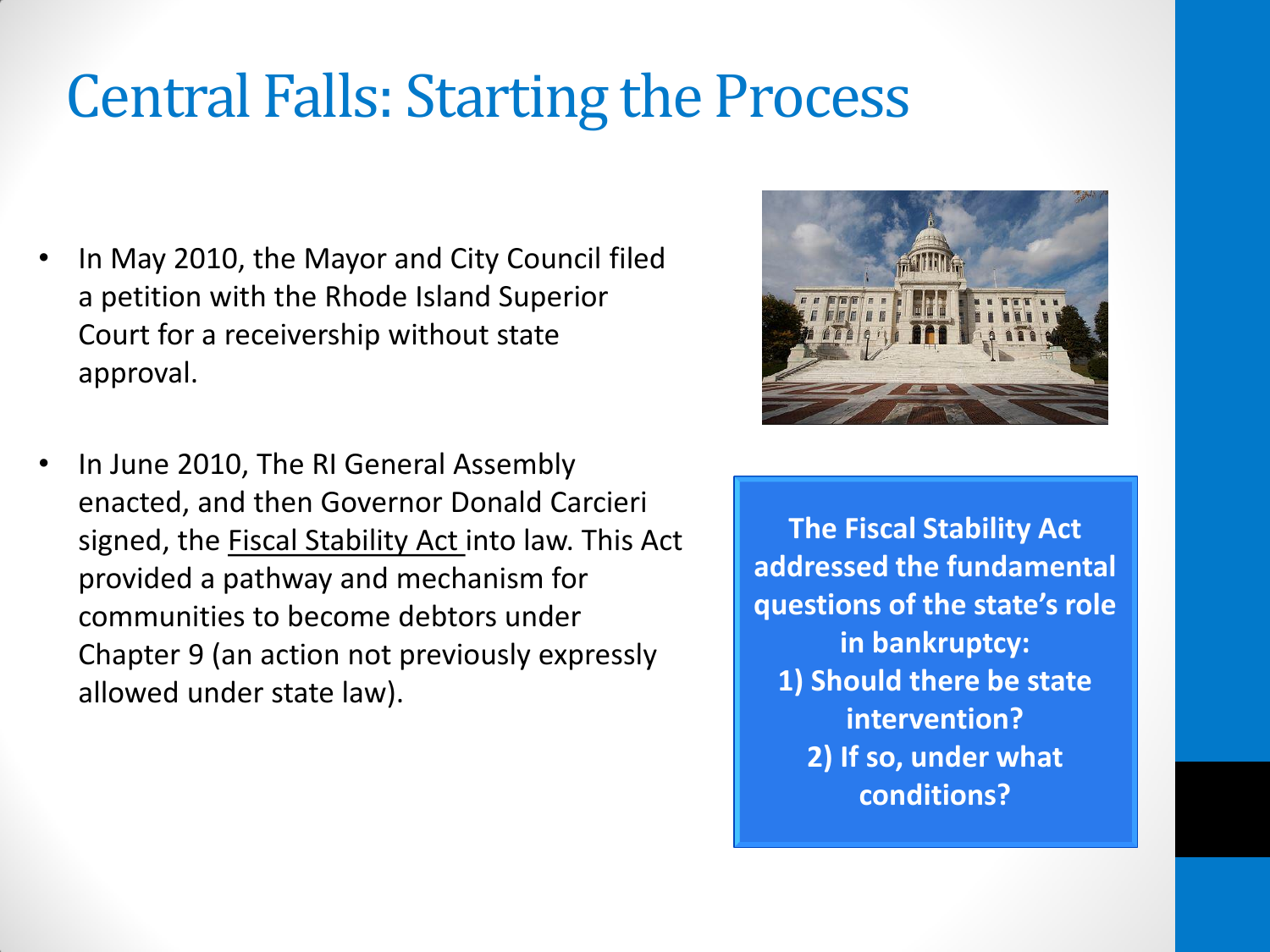# Central Falls: Starting the Process

- In May 2010, the Mayor and City Council filed a petition with the Rhode Island Superior Court for a receivership without state approval.

- In June 2010, The RI General Assembly enacted, and then Governor Donald Carcieri signed, the Fiscal Stability Act into law. This Act provided a pathway and mechanism for communities to become debtors under Chapter 9 (an action not previously expressly allowed under state law).

**The Fiscal Stability Act addressed the fundamental questions of the state's role in bankruptcy:**
**1) Should there be state intervention?**
**2) If so, under what conditions?**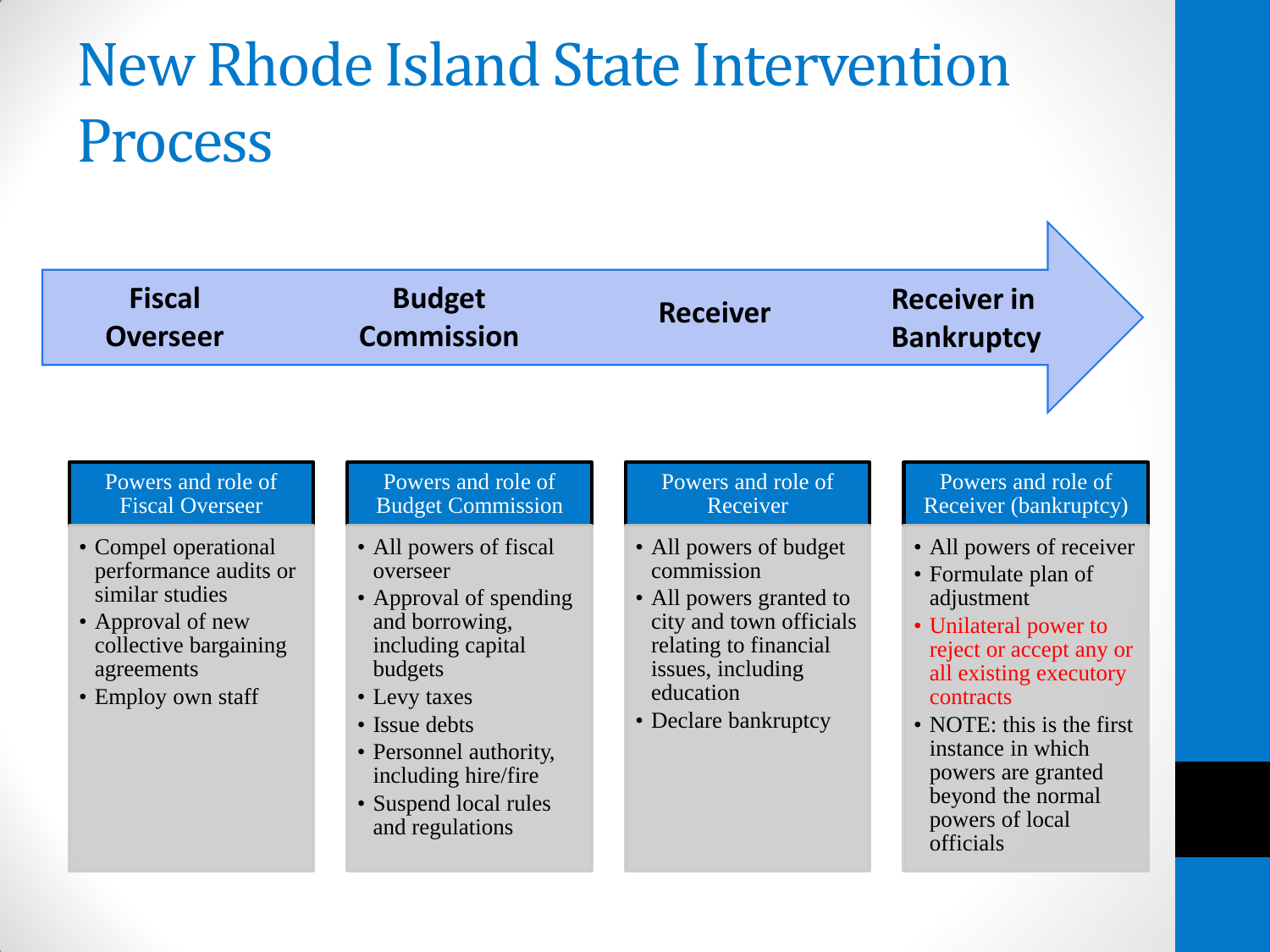# New Rhode Island State Intervention Process

**Fiscal Overseer** → **Budget Commission** → **Receiver** → **Receiver in Bankruptcy**

### Powers and role of Fiscal Overseer

- Compel operational performance audits or similar studies
- Approval of new collective bargaining agreements
- Employ own staff

### Powers and role of Budget Commission

- All powers of fiscal overseer
- Approval of spending and borrowing, including capital budgets
- Levy taxes
- Issue debts
- Personnel authority, including hire/fire
- Suspend local rules and regulations

### Powers and role of Receiver

- All powers of budget commission
- All powers granted to city and town officials relating to financial issues, including education
- Declare bankruptcy

### Powers and role of Receiver (bankruptcy)

- All powers of receiver
- Formulate plan of adjustment
- Unilateral power to reject or accept any or all existing executory contracts
- NOTE: this is the first instance in which powers are granted beyond the normal powers of local officials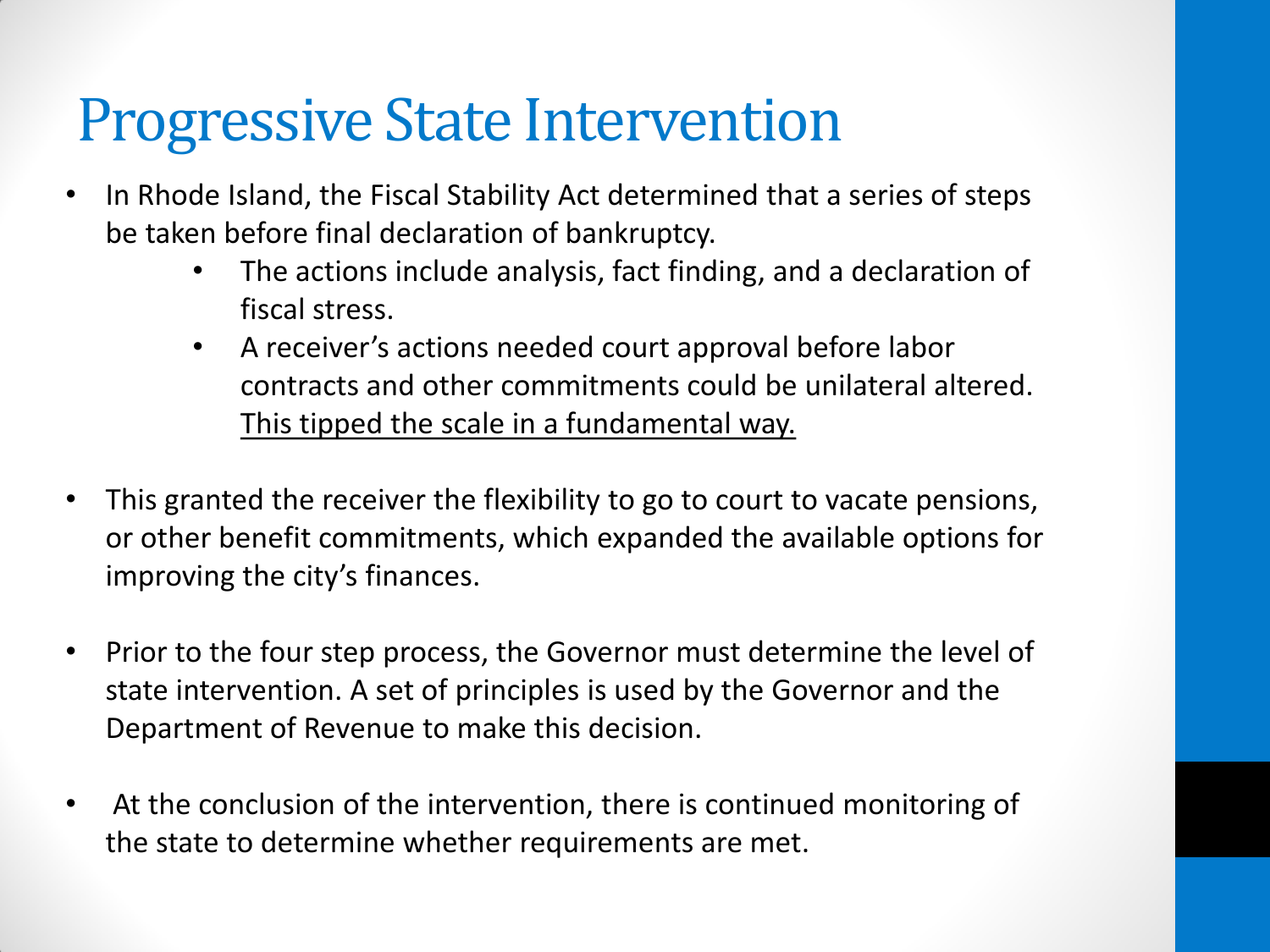# Progressive State Intervention

- In Rhode Island, the Fiscal Stability Act determined that a series of steps be taken before final declaration of bankruptcy.
  - The actions include analysis, fact finding, and a declaration of fiscal stress.
  - A receiver's actions needed court approval before labor contracts and other commitments could be unilateral altered. <u>This tipped the scale in a fundamental way.</u>

- This granted the receiver the flexibility to go to court to vacate pensions, or other benefit commitments, which expanded the available options for improving the city's finances.

- Prior to the four step process, the Governor must determine the level of state intervention. A set of principles is used by the Governor and the Department of Revenue to make this decision.

- At the conclusion of the intervention, there is continued monitoring of the state to determine whether requirements are met.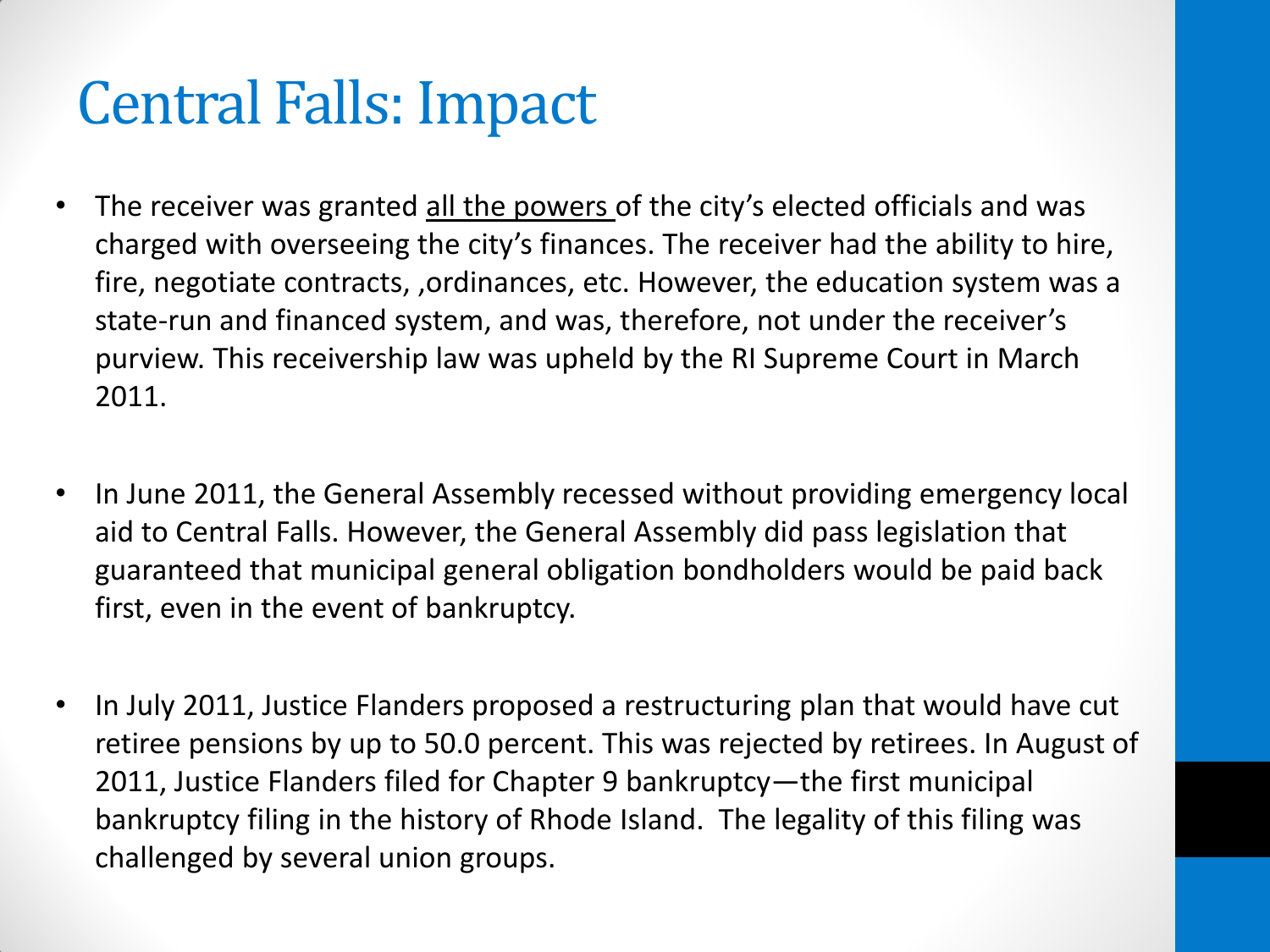# Central Falls: Impact

- The receiver was granted <u>all the powers</u> of the city's elected officials and was charged with overseeing the city's finances. The receiver had the ability to hire, fire, negotiate contracts, ,ordinances, etc. However, the education system was a state-run and financed system, and was, therefore, not under the receiver's purview. This receivership law was upheld by the RI Supreme Court in March 2011.

- In June 2011, the General Assembly recessed without providing emergency local aid to Central Falls. However, the General Assembly did pass legislation that guaranteed that municipal general obligation bondholders would be paid back first, even in the event of bankruptcy.

- In July 2011, Justice Flanders proposed a restructuring plan that would have cut retiree pensions by up to 50.0 percent. This was rejected by retirees. In August of 2011, Justice Flanders filed for Chapter 9 bankruptcy—the first municipal bankruptcy filing in the history of Rhode Island. The legality of this filing was challenged by several union groups.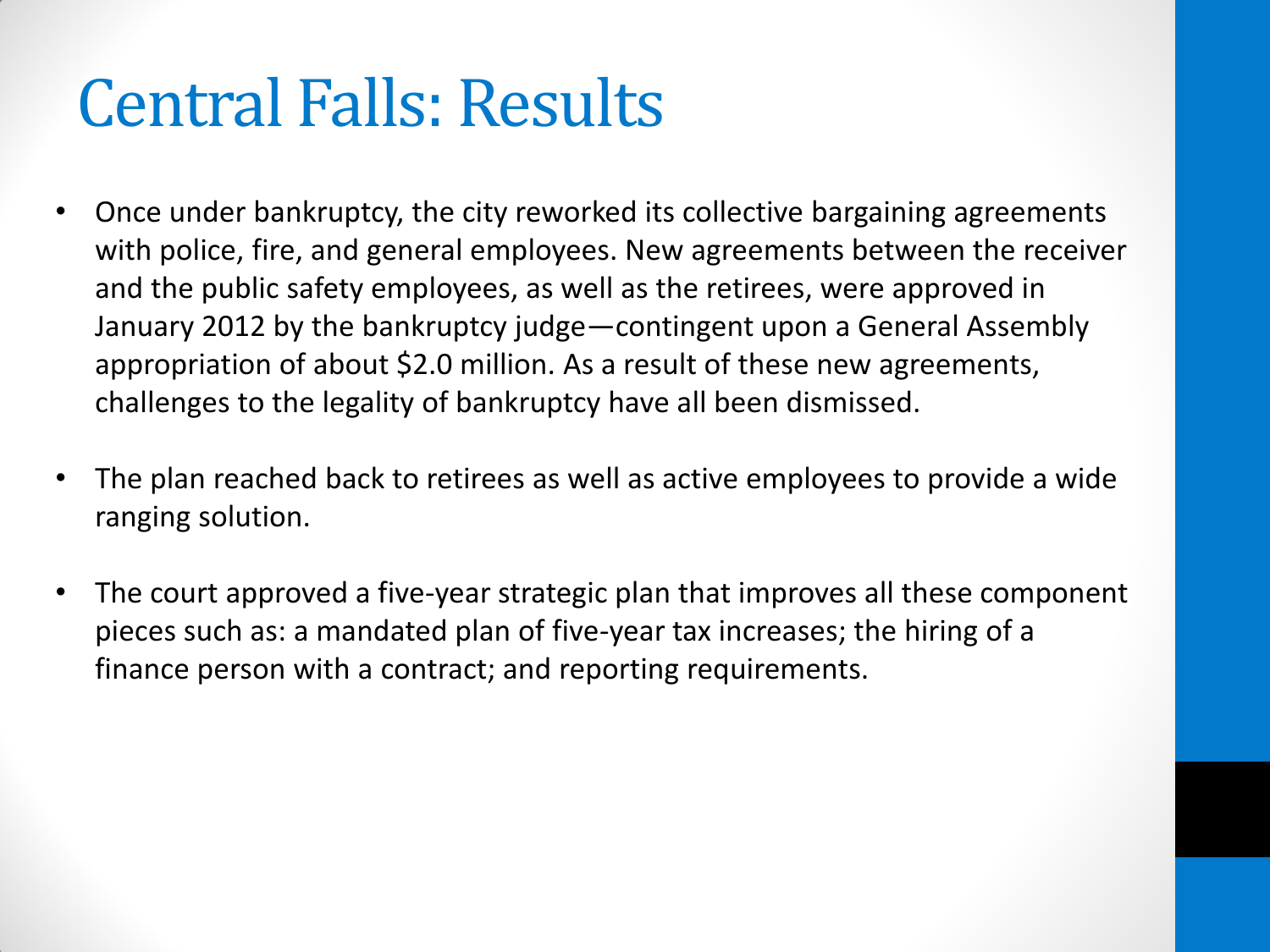# Central Falls: Results

- Once under bankruptcy, the city reworked its collective bargaining agreements with police, fire, and general employees. New agreements between the receiver and the public safety employees, as well as the retirees, were approved in January 2012 by the bankruptcy judge—contingent upon a General Assembly appropriation of about $2.0 million. As a result of these new agreements, challenges to the legality of bankruptcy have all been dismissed.

- The plan reached back to retirees as well as active employees to provide a wide ranging solution.

- The court approved a five-year strategic plan that improves all these component pieces such as: a mandated plan of five-year tax increases; the hiring of a finance person with a contract; and reporting requirements.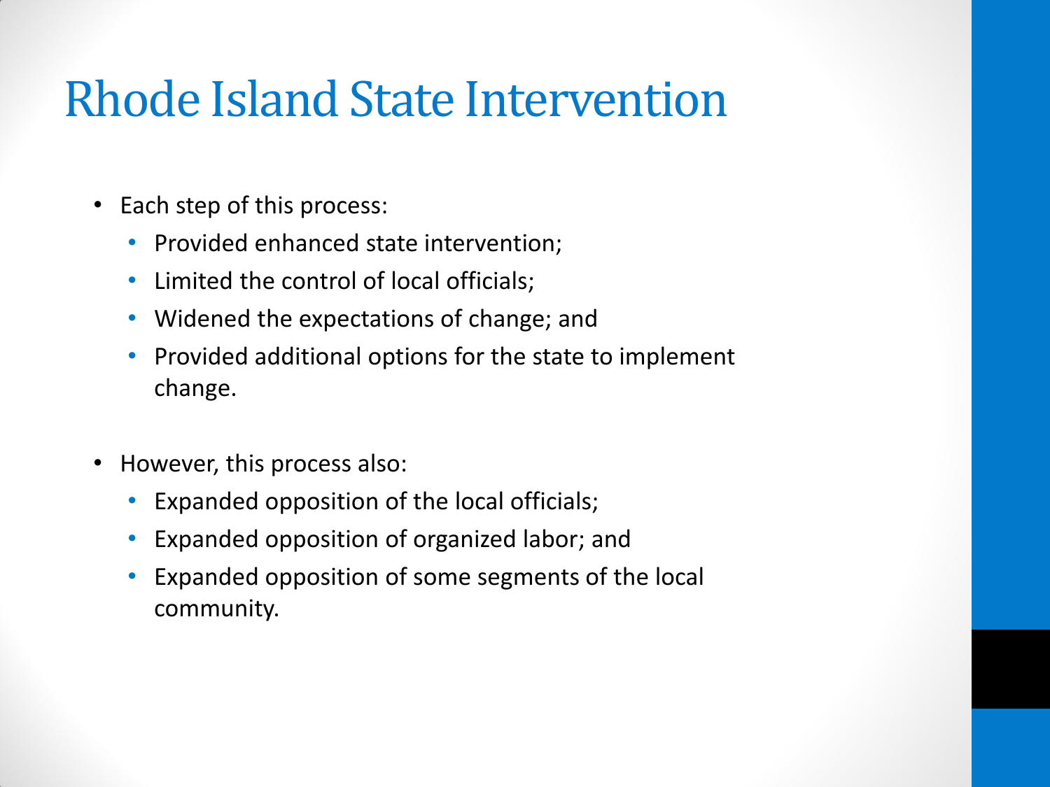# Rhode Island State Intervention

- Each step of this process:
  - Provided enhanced state intervention;
  - Limited the control of local officials;
  - Widened the expectations of change; and
  - Provided additional options for the state to implement change.

- However, this process also:
  - Expanded opposition of the local officials;
  - Expanded opposition of organized labor; and
  - Expanded opposition of some segments of the local community.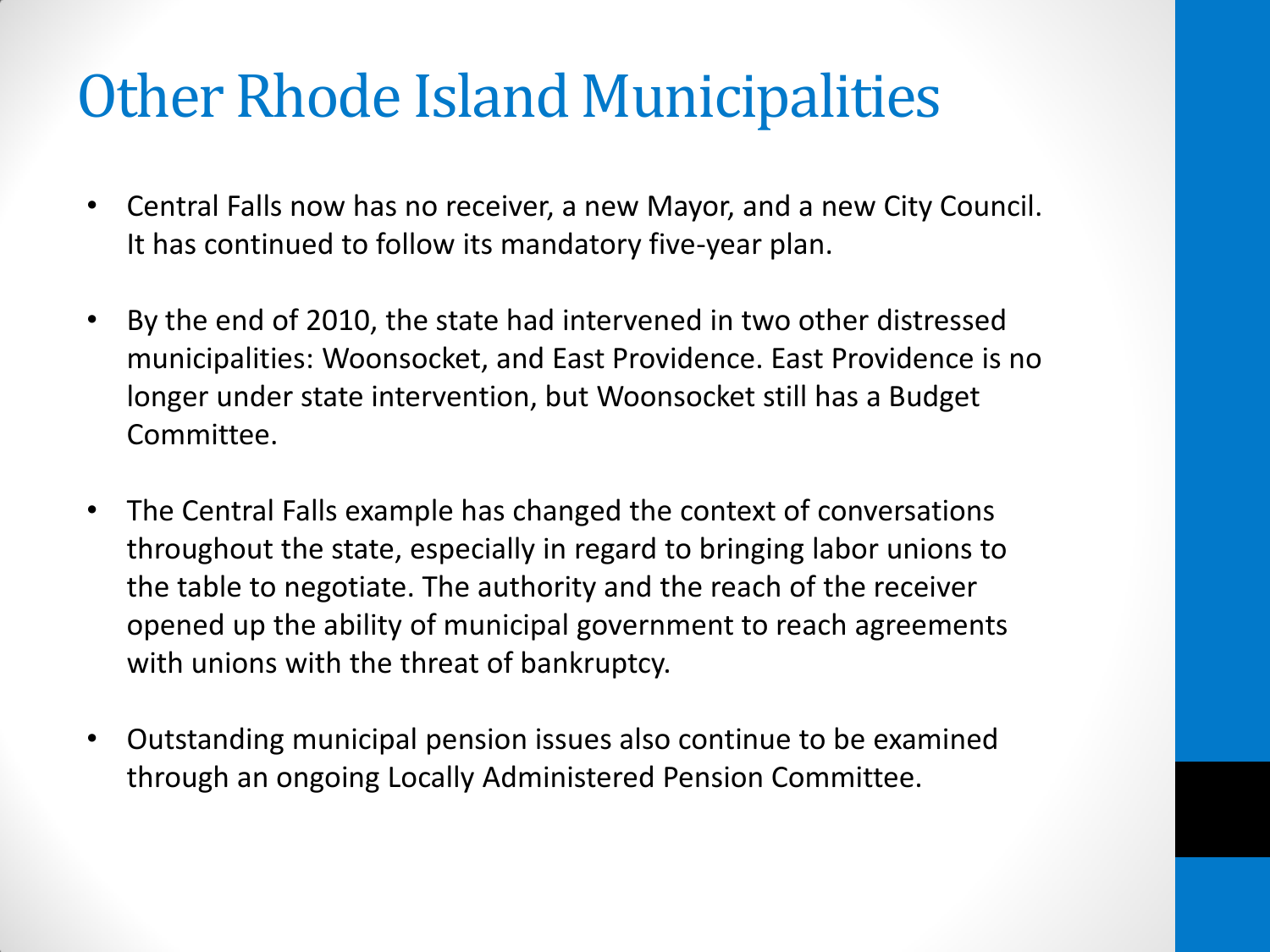# Other Rhode Island Municipalities

- Central Falls now has no receiver, a new Mayor, and a new City Council. It has continued to follow its mandatory five-year plan.
- By the end of 2010, the state had intervened in two other distressed municipalities: Woonsocket, and East Providence. East Providence is no longer under state intervention, but Woonsocket still has a Budget Committee.
- The Central Falls example has changed the context of conversations throughout the state, especially in regard to bringing labor unions to the table to negotiate. The authority and the reach of the receiver opened up the ability of municipal government to reach agreements with unions with the threat of bankruptcy.
- Outstanding municipal pension issues also continue to be examined through an ongoing Locally Administered Pension Committee.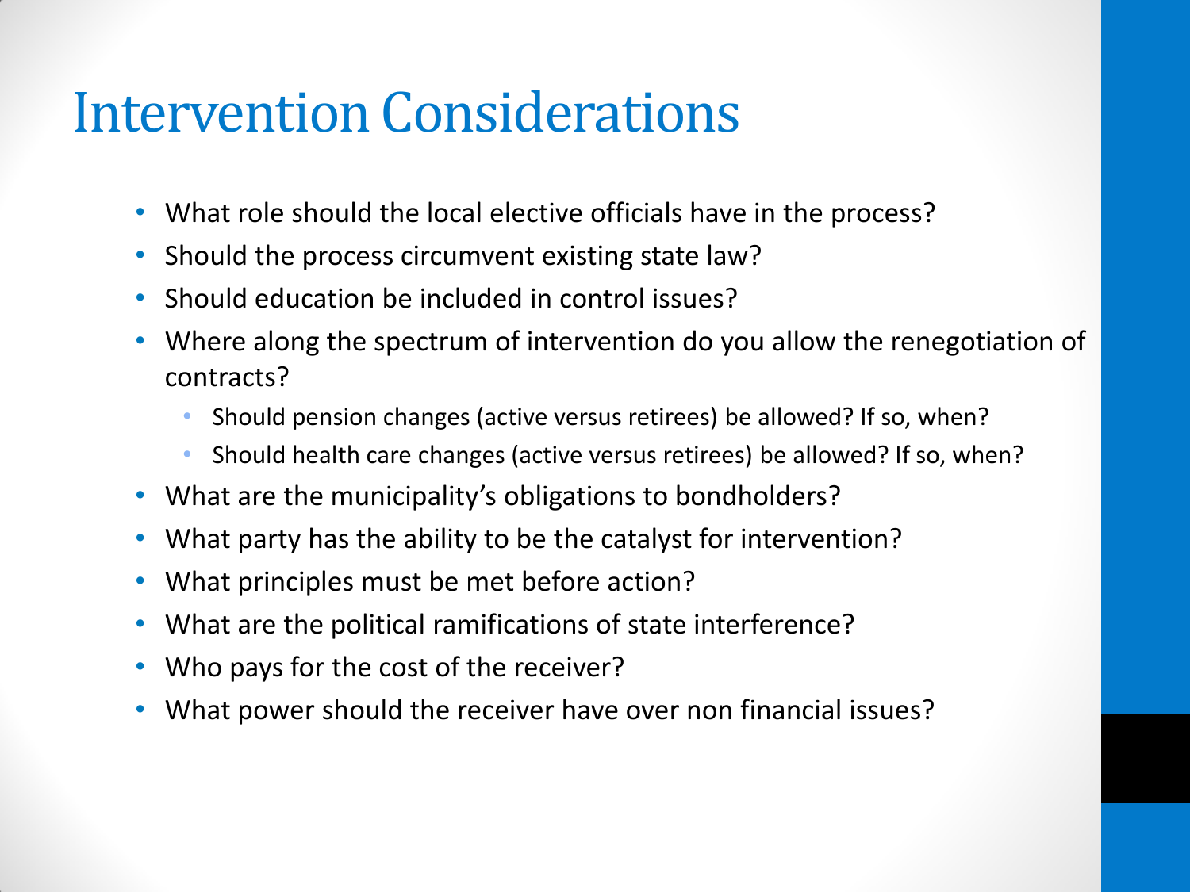# Intervention Considerations

- What role should the local elective officials have in the process?
- Should the process circumvent existing state law?
- Should education be included in control issues?
- Where along the spectrum of intervention do you allow the renegotiation of contracts?
  - Should pension changes (active versus retirees) be allowed? If so, when?
  - Should health care changes (active versus retirees) be allowed? If so, when?
- What are the municipality's obligations to bondholders?
- What party has the ability to be the catalyst for intervention?
- What principles must be met before action?
- What are the political ramifications of state interference?
- Who pays for the cost of the receiver?
- What power should the receiver have over non financial issues?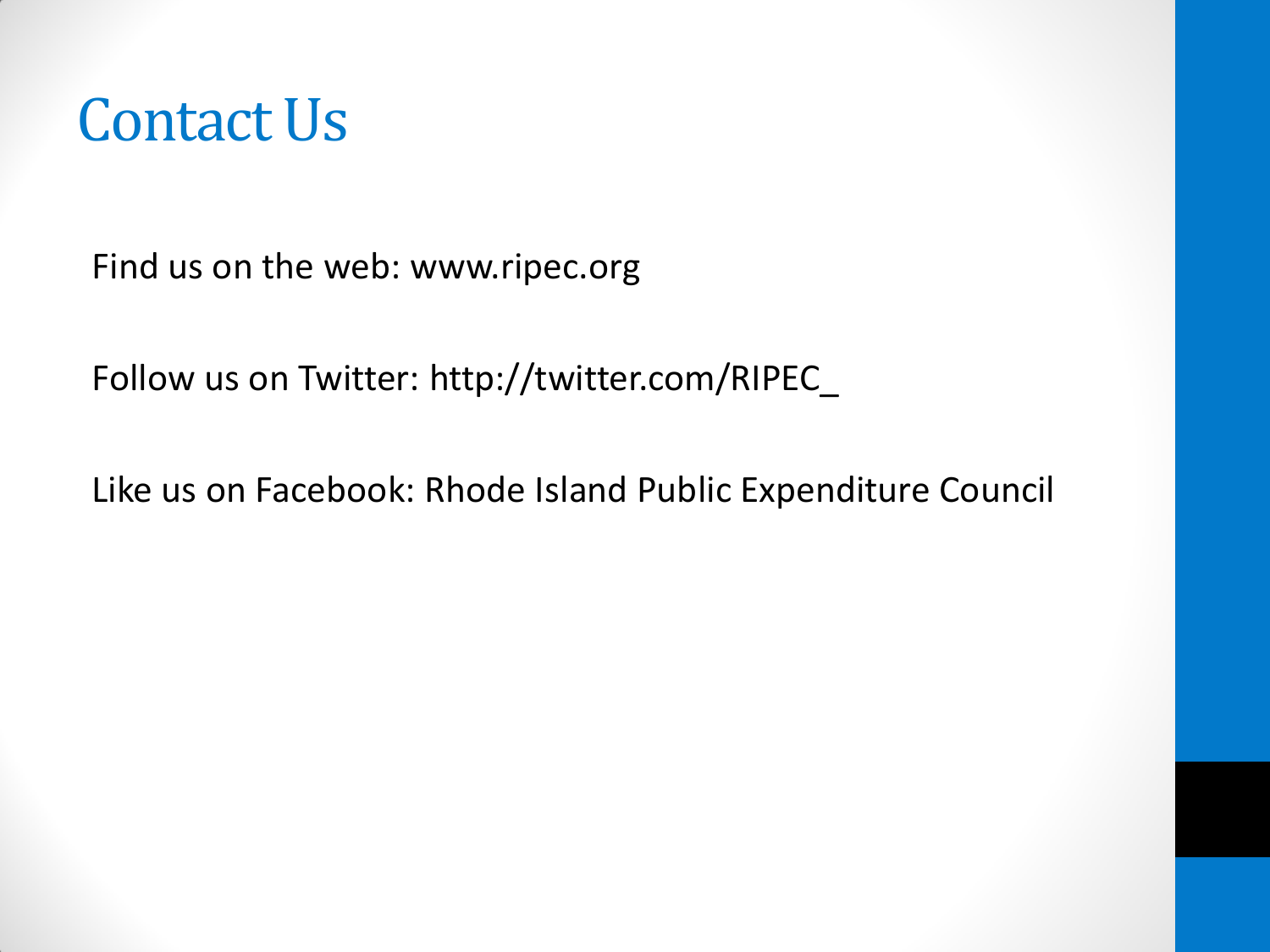# Contact Us

Find us on the web: www.ripec.org

Follow us on Twitter: http://twitter.com/RIPEC_

Like us on Facebook: Rhode Island Public Expenditure Council